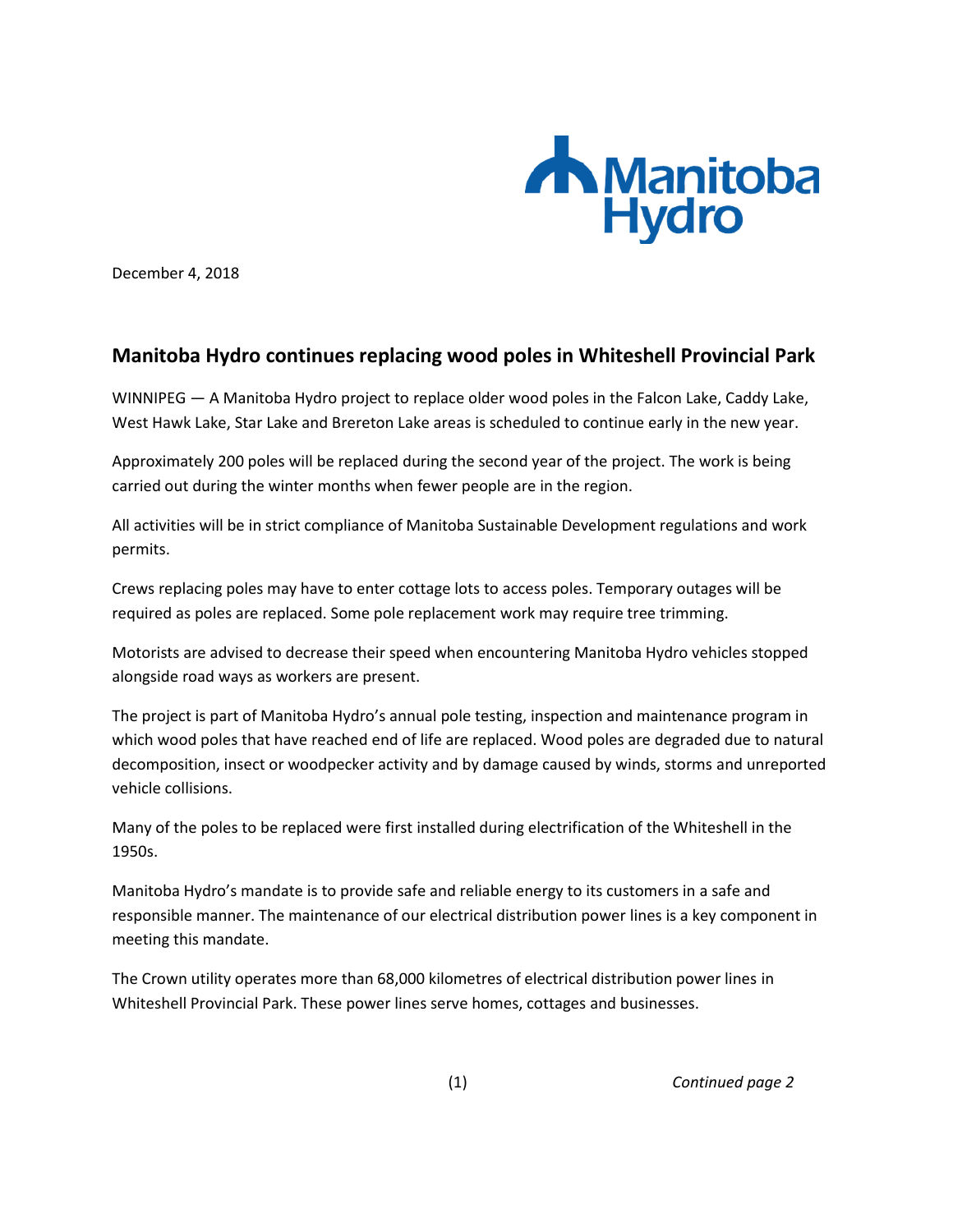Manitoba Hydro

December 4, 2018

## Manitoba Hydro continues replacing wood poles in Whiteshell Provincial Park

WINNIPEG — A Manitoba Hydro project to replace older wood poles in the Falcon Lake, Caddy Lake, West Hawk Lake, Star Lake and Brereton Lake areas is scheduled to continue early in the new year.

Approximately 200 poles will be replaced during the second year of the project. The work is being carried out during the winter months when fewer people are in the region.

All activities will be in strict compliance of Manitoba Sustainable Development regulations and work permits.

Crews replacing poles may have to enter cottage lots to access poles. Temporary outages will be required as poles are replaced. Some pole replacement work may require tree trimming.

Motorists are advised to decrease their speed when encountering Manitoba Hydro vehicles stopped alongside road ways as workers are present.

The project is part of Manitoba Hydro's annual pole testing, inspection and maintenance program in which wood poles that have reached end of life are replaced. Wood poles are degraded due to natural decomposition, insect or woodpecker activity and by damage caused by winds, storms and unreported vehicle collisions.

Many of the poles to be replaced were first installed during electrification of the Whiteshell in the 1950s.

Manitoba Hydro's mandate is to provide safe and reliable energy to its customers in a safe and responsible manner. The maintenance of our electrical distribution power lines is a key component in meeting this mandate.

The Crown utility operates more than 68,000 kilometres of electrical distribution power lines in Whiteshell Provincial Park. These power lines serve homes, cottages and businesses.

*Continued page 2*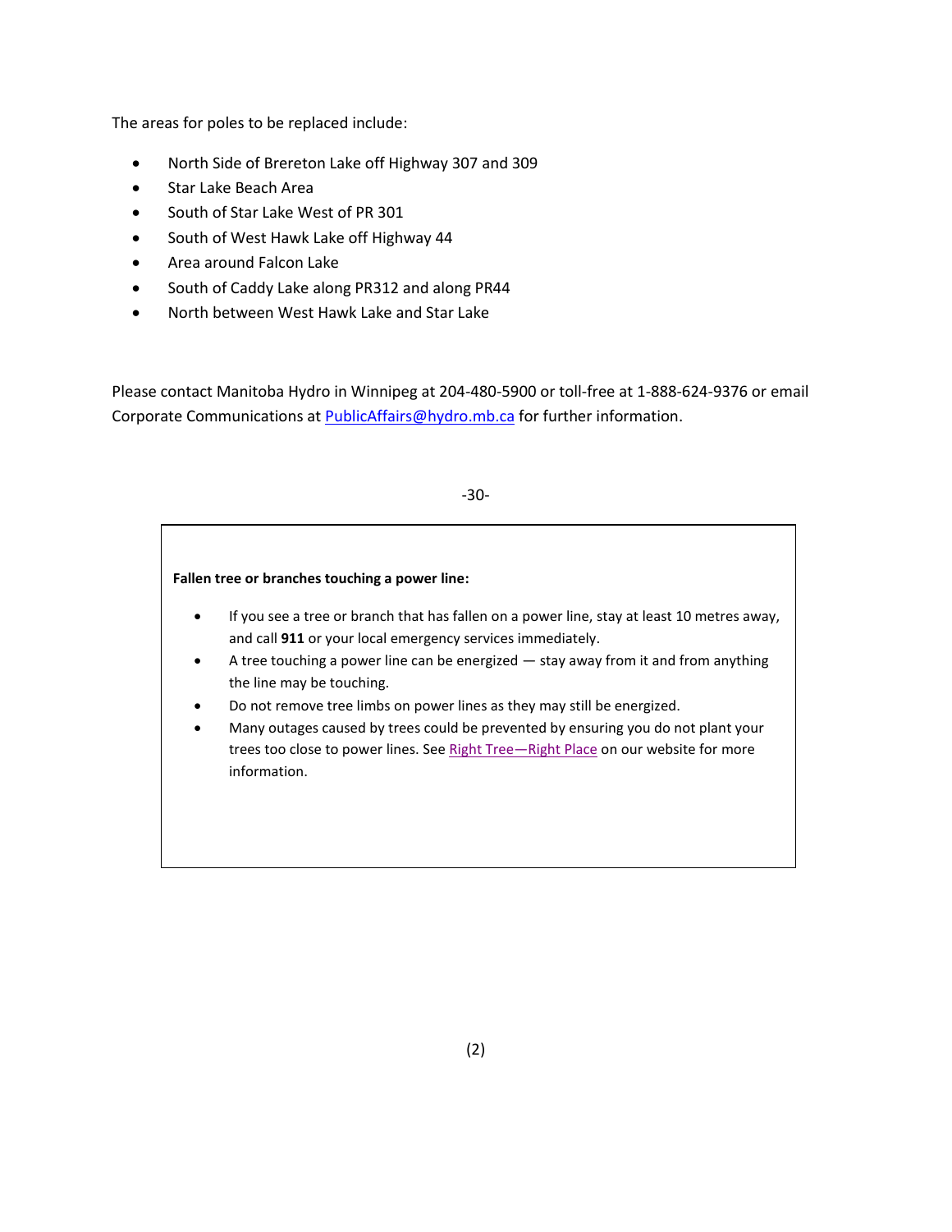The areas for poles to be replaced include:

- North Side of Brereton Lake off Highway 307 and 309
- Star Lake Beach Area
- South of Star Lake West of PR 301
- South of West Hawk Lake off Highway 44
- Area around Falcon Lake
- South of Caddy Lake along PR312 and along PR44
- North between West Hawk Lake and Star Lake

Please contact Manitoba Hydro in Winnipeg at 204-480-5900 or toll-free at 1-888-624-9376 or email Corporate Communications at PublicAffairs@hydro.mb.ca for further information.

-30-

**Fallen tree or branches touching a power line:**

- If you see a tree or branch that has fallen on a power line, stay at least 10 metres away, and call **911** or your local emergency services immediately.
- A tree touching a power line can be energized — stay away from it and from anything the line may be touching.
- Do not remove tree limbs on power lines as they may still be energized.
- Many outages caused by trees could be prevented by ensuring you do not plant your trees too close to power lines. See Right Tree—Right Place on our website for more information.